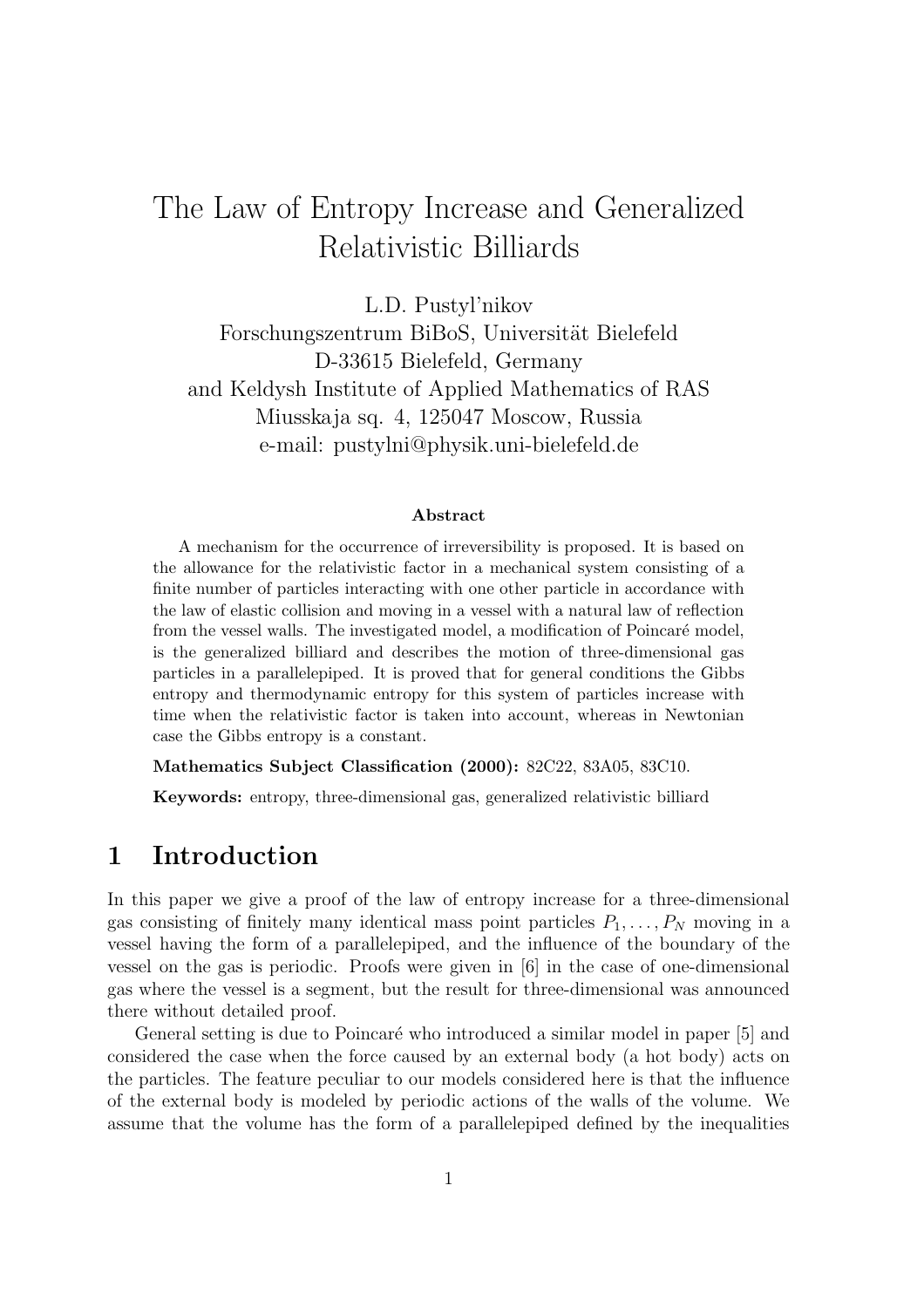# The Law of Entropy Increase and Generalized Relativistic Billiards

L.D. Pustyl'nikov
Forschungszentrum BiBoS, Universität Bielefeld
D-33615 Bielefeld, Germany
and Keldysh Institute of Applied Mathematics of RAS
Miusskaja sq. 4, 125047 Moscow, Russia
e-mail: pustylni@physik.uni-bielefeld.de

### Abstract

A mechanism for the occurrence of irreversibility is proposed. It is based on the allowance for the relativistic factor in a mechanical system consisting of a finite number of particles interacting with one other particle in accordance with the law of elastic collision and moving in a vessel with a natural law of reflection from the vessel walls. The investigated model, a modification of Poincaré model, is the generalized billiard and describes the motion of three-dimensional gas particles in a parallelepiped. It is proved that for general conditions the Gibbs entropy and thermodynamic entropy for this system of particles increase with time when the relativistic factor is taken into account, whereas in Newtonian case the Gibbs entropy is a constant.

**Mathematics Subject Classification (2000):** 82C22, 83A05, 83C10.

**Keywords:** entropy, three-dimensional gas, generalized relativistic billiard

## 1 Introduction

In this paper we give a proof of the law of entropy increase for a three-dimensional gas consisting of finitely many identical mass point particles $P_1, \ldots, P_N$ moving in a vessel having the form of a parallelepiped, and the influence of the boundary of the vessel on the gas is periodic. Proofs were given in [6] in the case of one-dimensional gas where the vessel is a segment, but the result for three-dimensional was announced there without detailed proof.

General setting is due to Poincaré who introduced a similar model in paper [5] and considered the case when the force caused by an external body (a hot body) acts on the particles. The feature peculiar to our models considered here is that the influence of the external body is modeled by periodic actions of the walls of the volume. We assume that the volume has the form of a parallelepiped defined by the inequalities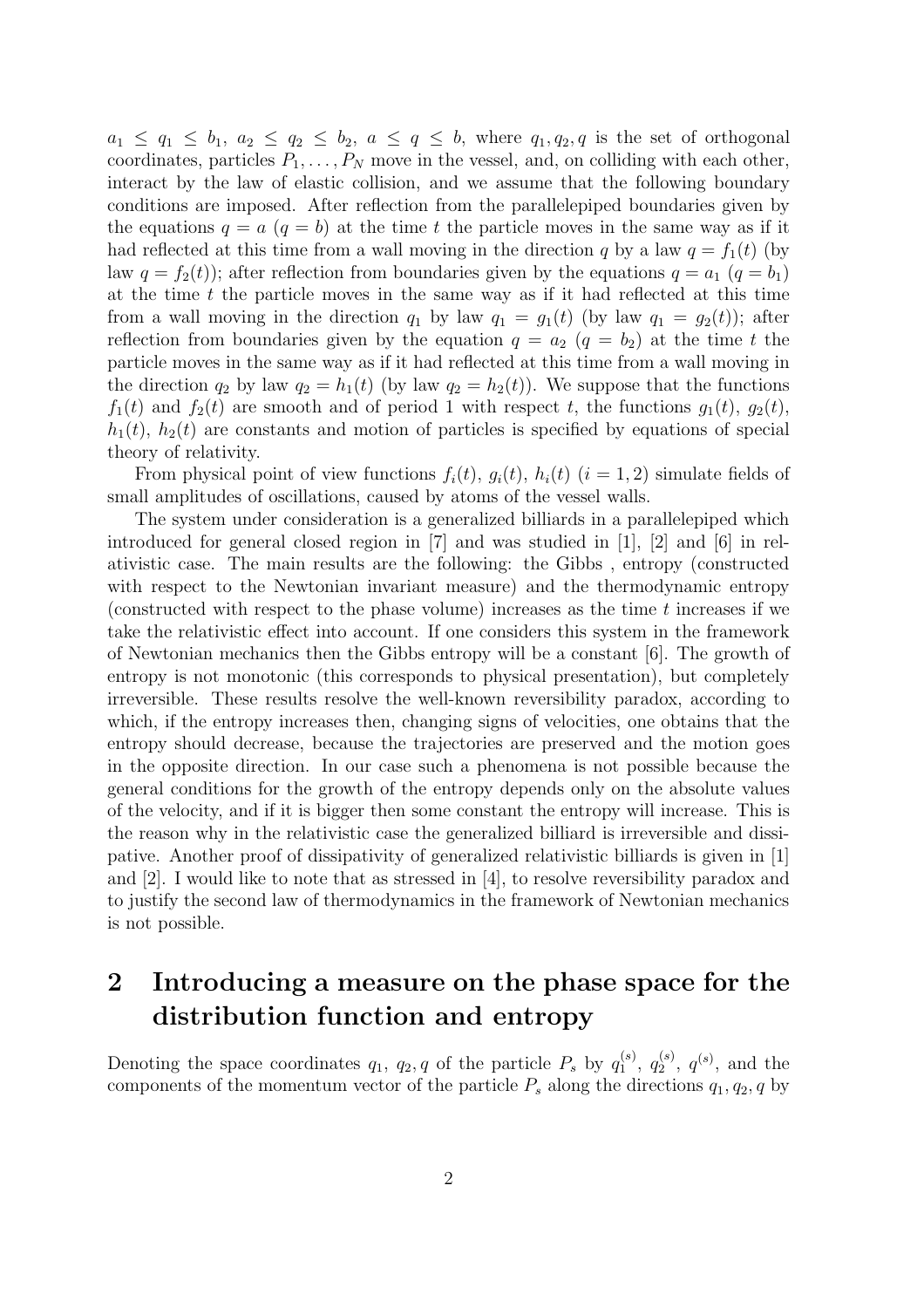$a_1 \leq q_1 \leq b_1$, $a_2 \leq q_2 \leq b_2$, $a \leq q \leq b$, where $q_1, q_2, q$ is the set of orthogonal coordinates, particles $P_1, \ldots, P_N$ move in the vessel, and, on colliding with each other, interact by the law of elastic collision, and we assume that the following boundary conditions are imposed. After reflection from the parallelepiped boundaries given by the equations $q = a$ ($q = b$) at the time $t$ the particle moves in the same way as if it had reflected at this time from a wall moving in the direction $q$ by a law $q = f_1(t)$ (by law $q = f_2(t)$); after reflection from boundaries given by the equations $q = a_1$ ($q = b_1$) at the time $t$ the particle moves in the same way as if it had reflected at this time from a wall moving in the direction $q_1$ by law $q_1 = g_1(t)$ (by law $q_1 = g_2(t)$); after reflection from boundaries given by the equation $q = a_2$ ($q = b_2$) at the time $t$ the particle moves in the same way as if it had reflected at this time from a wall moving in the direction $q_2$ by law $q_2 = h_1(t)$ (by law $q_2 = h_2(t)$). We suppose that the functions $f_1(t)$ and $f_2(t)$ are smooth and of period 1 with respect $t$, the functions $g_1(t)$, $g_2(t)$, $h_1(t)$, $h_2(t)$ are constants and motion of particles is specified by equations of special theory of relativity.

From physical point of view functions $f_i(t)$, $g_i(t)$, $h_i(t)$ ($i = 1, 2$) simulate fields of small amplitudes of oscillations, caused by atoms of the vessel walls.

The system under consideration is a generalized billiards in a parallelepiped which introduced for general closed region in [7] and was studied in [1], [2] and [6] in relativistic case. The main results are the following: the Gibbs , entropy (constructed with respect to the Newtonian invariant measure) and the thermodynamic entropy (constructed with respect to the phase volume) increases as the time $t$ increases if we take the relativistic effect into account. If one considers this system in the framework of Newtonian mechanics then the Gibbs entropy will be a constant [6]. The growth of entropy is not monotonic (this corresponds to physical presentation), but completely irreversible. These results resolve the well-known reversibility paradox, according to which, if the entropy increases then, changing signs of velocities, one obtains that the entropy should decrease, because the trajectories are preserved and the motion goes in the opposite direction. In our case such a phenomena is not possible because the general conditions for the growth of the entropy depends only on the absolute values of the velocity, and if it is bigger then some constant the entropy will increase. This is the reason why in the relativistic case the generalized billiard is irreversible and dissipative. Another proof of dissipativity of generalized relativistic billiards is given in [1] and [2]. I would like to note that as stressed in [4], to resolve reversibility paradox and to justify the second law of thermodynamics in the framework of Newtonian mechanics is not possible.

## 2 Introducing a measure on the phase space for the distribution function and entropy

Denoting the space coordinates $q_1$, $q_2, q$ of the particle $P_s$ by $q_1^{(s)}$, $q_2^{(s)}$, $q^{(s)}$, and the components of the momentum vector of the particle $P_s$ along the directions $q_1, q_2, q$ by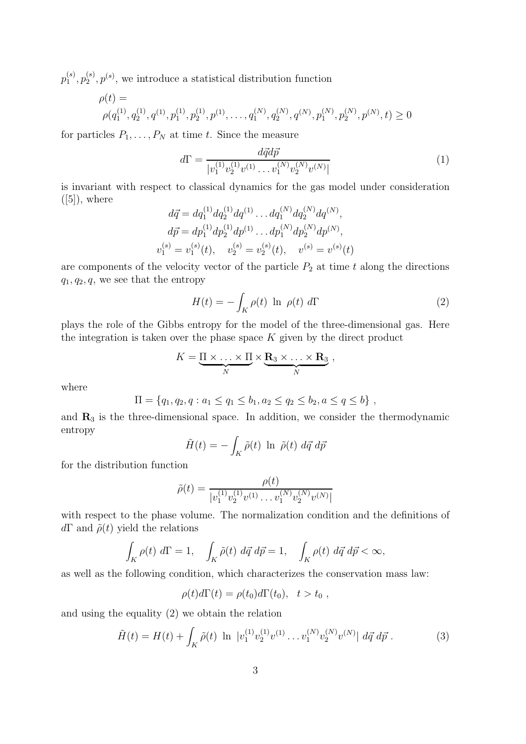$p_1^{(s)}, p_2^{(s)}, p^{(s)}$, we introduce a statistical distribution function

$$\rho(t) = \rho(q_1^{(1)}, q_2^{(1)}, q^{(1)}, p_1^{(1)}, p_2^{(1)}, p^{(1)}, \ldots, q_1^{(N)}, q_2^{(N)}, q^{(N)}, p_1^{(N)}, p_2^{(N)}, p^{(N)}, t) \geq 0$$

for particles $P_1, \ldots, P_N$ at time $t$. Since the measure

$$d\Gamma = \frac{d\vec{q}d\vec{p}}{|v_1^{(1)} v_2^{(1)} v^{(1)} \ldots v_1^{(N)} v_2^{(N)} v^{(N)}|} \tag{1}$$

is invariant with respect to classical dynamics for the gas model under consideration ([5]), where

$$d\vec{q} = dq_1^{(1)} dq_2^{(1)} dq^{(1)} \ldots dq_1^{(N)} dq_2^{(N)} dq^{(N)},$$
$$d\vec{p} = dp_1^{(1)} dp_2^{(1)} dp^{(1)} \ldots dp_1^{(N)} dp_2^{(N)} dp^{(N)},$$
$$v_1^{(s)} = v_1^{(s)}(t), \quad v_2^{(s)} = v_2^{(s)}(t), \quad v^{(s)} = v^{(s)}(t)$$

are components of the velocity vector of the particle $P_2$ at time $t$ along the directions $q_1, q_2, q$, we see that the entropy

$$H(t) = -\int_K \rho(t) \ \ln \ \rho(t) \ d\Gamma \tag{2}$$

plays the role of the Gibbs entropy for the model of the three-dimensional gas. Here the integration is taken over the phase space $K$ given by the direct product

$$K = \underbrace{\Pi \times \ldots \times \Pi}_{N} \times \underbrace{\mathbf{R}_3 \times \ldots \times \mathbf{R}_3}_{N},$$

where

$$\Pi = \{q_1, q_2, q : a_1 \leq q_1 \leq b_1, a_2 \leq q_2 \leq b_2, a \leq q \leq b\},$$

and $\mathbf{R}_3$ is the three-dimensional space. In addition, we consider the thermodynamic entropy

$$\tilde{H}(t) = -\int_K \tilde{\rho}(t) \ \ln \ \tilde{\rho}(t) \ d\vec{q} \, d\vec{p}$$

for the distribution function

$$\tilde{\rho}(t) = \frac{\rho(t)}{|v_1^{(1)} v_2^{(1)} v^{(1)} \ldots v_1^{(N)} v_2^{(N)} v^{(N)}|}$$

with respect to the phase volume. The normalization condition and the definitions of $d\Gamma$ and $\tilde{\rho}(t)$ yield the relations

$$\int_K \rho(t) \ d\Gamma = 1, \quad \int_K \tilde{\rho}(t) \ d\vec{q} \, d\vec{p} = 1, \quad \int_K \rho(t) \ d\vec{q} \, d\vec{p} < \infty,$$

as well as the following condition, which characterizes the conservation mass law:

$$\rho(t) d\Gamma(t) = \rho(t_0) d\Gamma(t_0), \quad t > t_0,$$

and using the equality (2) we obtain the relation

$$\tilde{H}(t) = H(t) + \int_K \tilde{\rho}(t) \ \ln \ |v_1^{(1)} v_2^{(1)} v^{(1)} \ldots v_1^{(N)} v_2^{(N)} v^{(N)}| \ d\vec{q} \, d\vec{p} \, . \tag{3}$$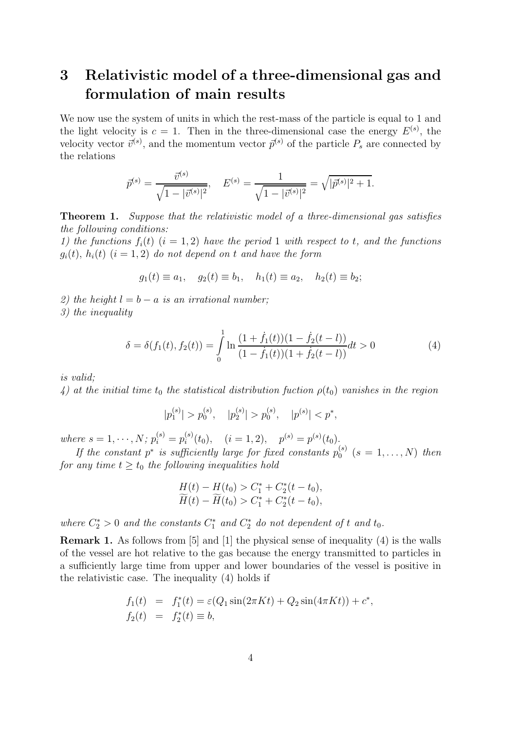## 3 Relativistic model of a three-dimensional gas and formulation of main results

We now use the system of units in which the rest-mass of the particle is equal to 1 and the light velocity is $c = 1$. Then in the three-dimensional case the energy $E^{(s)}$, the velocity vector $\vec{v}^{(s)}$, and the momentum vector $\vec{p}^{(s)}$ of the particle $P_s$ are connected by the relations

$$\vec{p}^{(s)} = \frac{\vec{v}^{(s)}}{\sqrt{1 - |\vec{v}^{(s)}|^2}}, \quad E^{(s)} = \frac{1}{\sqrt{1 - |\vec{v}^{(s)}|^2}} = \sqrt{|\vec{p}^{(s)}|^2 + 1}.$$

**Theorem 1.** *Suppose that the relativistic model of a three-dimensional gas satisfies the following conditions:*
*1) the functions $f_i(t)$ $(i = 1, 2)$ have the period 1 with respect to $t$, and the functions $g_i(t)$, $h_i(t)$ $(i = 1, 2)$ do not depend on $t$ and have the form*

$$g_1(t) \equiv a_1, \quad g_2(t) \equiv b_1, \quad h_1(t) \equiv a_2, \quad h_2(t) \equiv b_2;$$

*2) the height $l = b - a$ is an irrational number;*
*3) the inequality*

$$\delta = \delta(f_1(t), f_2(t)) = \int_0^1 \ln \frac{(1 + \dot{f}_1(t))(1 - \dot{f}_2(t - l))}{(1 - \dot{f}_1(t))(1 + \dot{f}_2(t - l))} dt > 0 \tag{4}$$

*is valid;*
*4) at the initial time $t_0$ the statistical distribution fuction $\rho(t_0)$ vanishes in the region*

$$|p_1^{(s)}| > p_0^{(s)}, \quad |p_2^{(s)}| > p_0^{(s)}, \quad |p^{(s)}| < p^*,$$

*where $s = 1, \cdots, N$; $p_i^{(s)} = p_i^{(s)}(t_0)$, $(i = 1, 2)$, $p^{(s)} = p^{(s)}(t_0)$.*

*If the constant $p^*$ is sufficiently large for fixed constants $p_0^{(s)}$ $(s = 1, \ldots, N)$ then for any time $t \geq t_0$ the following inequalities hold*

$$\begin{aligned} H(t) - H(t_0) &> C_1^* + C_2^*(t - t_0), \\ \widetilde{H}(t) - \widetilde{H}(t_0) &> C_1^* + C_2^*(t - t_0), \end{aligned}$$

*where $C_2^* > 0$ and the constants $C_1^*$ and $C_2^*$ do not dependent of $t$ and $t_0$.*

**Remark 1.** As follows from [5] and [1] the physical sense of inequality (4) is the walls of the vessel are hot relative to the gas because the energy transmitted to particles in a sufficiently large time from upper and lower boundaries of the vessel is positive in the relativistic case. The inequality (4) holds if

$$\begin{aligned} f_1(t) &= f_1^*(t) = \varepsilon(Q_1 \sin(2\pi K t) + Q_2 \sin(4\pi K t)) + c^*, \\ f_2(t) &= f_2^*(t) \equiv b, \end{aligned}$$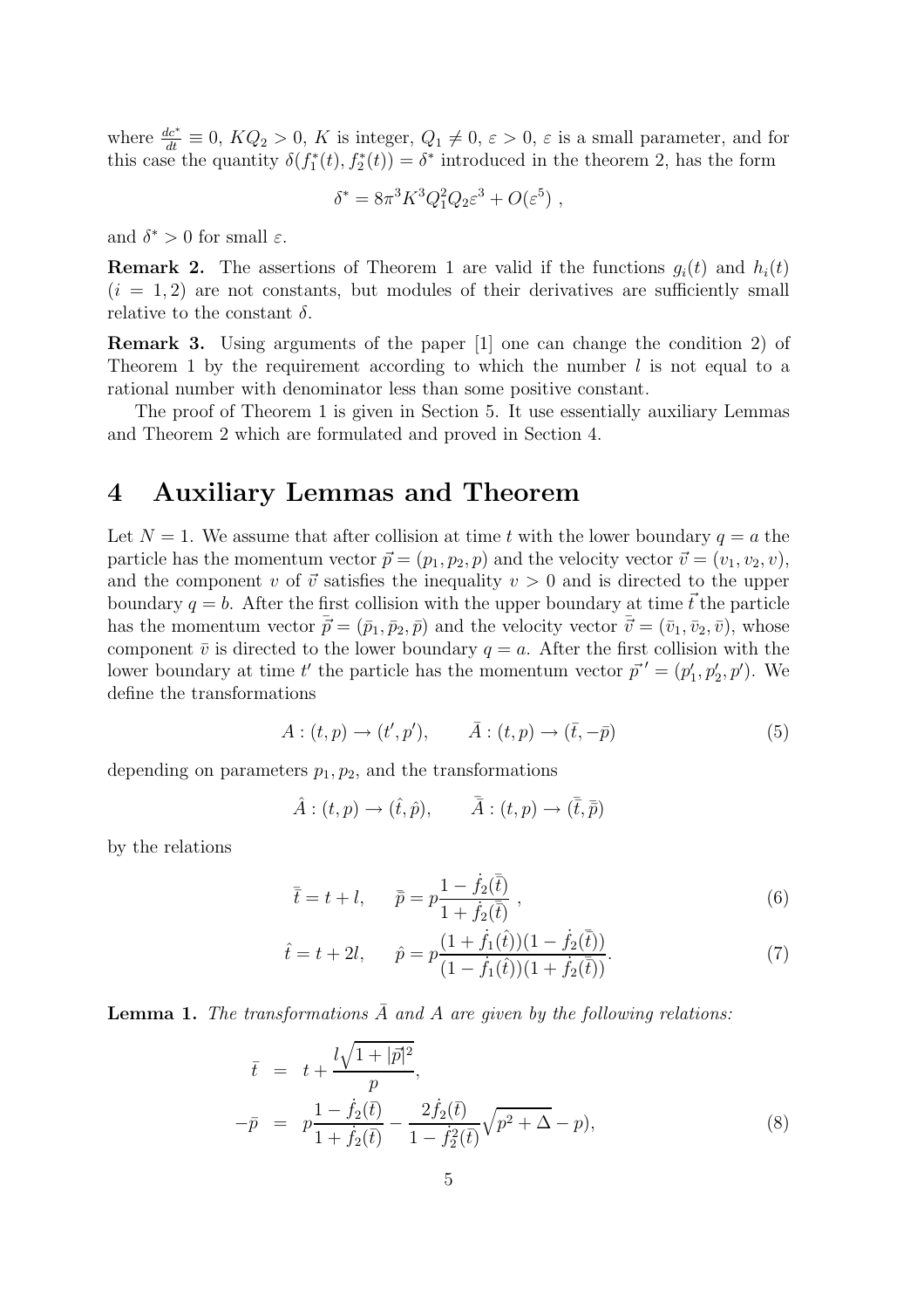where $\frac{dc^*}{dt} \equiv 0$, $KQ_2 > 0$, $K$ is integer, $Q_1 \neq 0$, $\varepsilon > 0$, $\varepsilon$ is a small parameter, and for this case the quantity $\delta(f_1^*(t), f_2^*(t)) = \delta^*$ introduced in the theorem 2, has the form

$$\delta^* = 8\pi^3 K^3 Q_1^2 Q_2 \varepsilon^3 + O(\varepsilon^5) \ ,$$

and $\delta^* > 0$ for small $\varepsilon$.

**Remark 2.** The assertions of Theorem 1 are valid if the functions $g_i(t)$ and $h_i(t)$ $(i = 1, 2)$ are not constants, but modules of their derivatives are sufficiently small relative to the constant $\delta$.

**Remark 3.** Using arguments of the paper [1] one can change the condition 2) of Theorem 1 by the requirement according to which the number $l$ is not equal to a rational number with denominator less than some positive constant.

The proof of Theorem 1 is given in Section 5. It use essentially auxiliary Lemmas and Theorem 2 which are formulated and proved in Section 4.

# 4 Auxiliary Lemmas and Theorem

Let $N = 1$. We assume that after collision at time $t$ with the lower boundary $q = a$ the particle has the momentum vector $\vec{p} = (p_1, p_2, p)$ and the velocity vector $\vec{v} = (v_1, v_2, v)$, and the component $v$ of $\vec{v}$ satisfies the inequality $v > 0$ and is directed to the upper boundary $q = b$. After the first collision with the upper boundary at time $\vec{t}$ the particle has the momentum vector $\bar{\vec{p}} = (\bar{p}_1, \bar{p}_2, \bar{p})$ and the velocity vector $\bar{\vec{v}} = (\bar{v}_1, \bar{v}_2, \bar{v})$, whose component $\bar{v}$ is directed to the lower boundary $q = a$. After the first collision with the lower boundary at time $t'$ the particle has the momentum vector $\vec{p}\,' = (p_1', p_2', p')$. We define the transformations

$$A : (t, p) \to (t', p'), \qquad \bar{A} : (t, p) \to (\bar{t}, -\bar{p}) \tag{5}$$

depending on parameters $p_1, p_2$, and the transformations

$$\hat{A} : (t, p) \to (\hat{t}, \hat{p}), \qquad \bar{\bar{A}} : (t, p) \to (\bar{\bar{t}}, \bar{\bar{p}})$$

by the relations

$$\bar{\bar{t}} = t + l, \qquad \bar{\bar{p}} = p \frac{1 - \dot{f}_2(\bar{\bar{t}})}{1 + \dot{f}_2(\bar{\bar{t}})} \ , \tag{6}$$

$$\hat{t} = t + 2l, \qquad \hat{p} = p \frac{(1 + \dot{f}_1(\hat{t}))(1 - \dot{f}_2(\bar{\bar{t}}))}{(1 - \dot{f}_1(\hat{t}))(1 + \dot{f}_2(\bar{\bar{t}}))}. \tag{7}$$

**Lemma 1.** *The transformations $\bar{A}$ and $A$ are given by the following relations:*

$$\begin{aligned} \bar{t} &= t + \frac{l\sqrt{1 + |\vec{p}|^2}}{p}, \\ -\bar{p} &= p \frac{1 - \dot{f}_2(\bar{t})}{1 + \dot{f}_2(\bar{t})} - \frac{2\dot{f}_2(\bar{t})}{1 - \dot{f}_2^2(\bar{t})} \sqrt{p^2 + \Delta} - p), \end{aligned} \tag{8}$$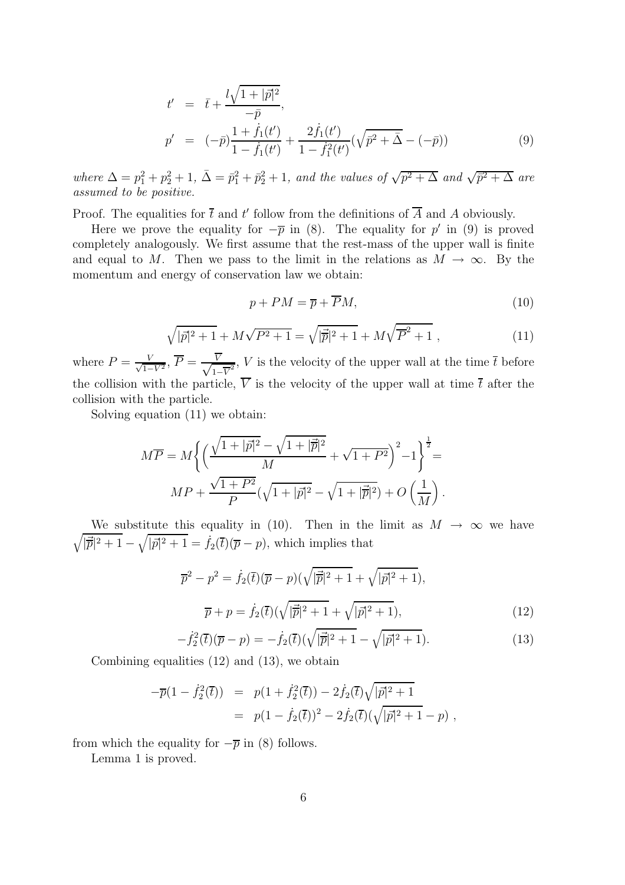$$
\begin{aligned}
t' &= \bar{t} + \frac{l\sqrt{1+|\vec{p}|^2}}{-\bar{p}}, \\
p' &= (-\bar{p})\frac{1+\dot{f}_1(t')}{1-\dot{f}_1(t')} + \frac{2\dot{f}_1(t')}{1-\dot{f}_1^2(t')}(\sqrt{\bar{p}^2+\bar{\Delta}} - (-\bar{p}))
\end{aligned} \tag{9}
$$

*where $\Delta = p_1^2 + p_2^2 + 1$, $\bar{\Delta} = \bar{p}_1^2 + \bar{p}_2^2 + 1$, and the values of $\sqrt{p^2+\Delta}$ and $\sqrt{\bar{p}^2+\Delta}$ are assumed to be positive.*

Proof. The equalities for $\overline{t}$ and $t'$ follow from the definitions of $\overline{A}$ and $A$ obviously.

Here we prove the equality for $-\overline{p}$ in (8). The equality for $p'$ in (9) is proved completely analogously. We first assume that the rest-mass of the upper wall is finite and equal to $M$. Then we pass to the limit in the relations as $M \to \infty$. By the momentum and energy of conservation law we obtain:

$$
p + PM = \overline{p} + \overline{P}M, \tag{10}
$$

$$
\sqrt{|\vec{p}|^2+1} + M\sqrt{P^2+1} = \sqrt{|\vec{\overline{p}}|^2+1} + M\sqrt{\overline{P}^2+1}\ , \tag{11}
$$

where $P = \frac{V}{\sqrt{1-V^2}}$, $\overline{P} = \frac{\overline{V}}{\sqrt{1-\overline{V}^2}}$, $V$ is the velocity of the upper wall at the time $\overline{t}$ before the collision with the particle, $\overline{V}$ is the velocity of the upper wall at time $\overline{t}$ after the collision with the particle.

Solving equation (11) we obtain:

$$
M\overline{P} = M\left\{\left(\frac{\sqrt{1+|\vec{p}|^2} - \sqrt{1+|\vec{\overline{p}}|^2}}{M} + \sqrt{1+P^2}\right)^2 - 1\right\}^{\frac{1}{2}} =
$$

$$
MP + \frac{\sqrt{1+P^2}}{P}(\sqrt{1+|\vec{p}|^2} - \sqrt{1+|\vec{\overline{p}}|^2}) + O\left(\frac{1}{M}\right).
$$

We substitute this equality in (10). Then in the limit as $M \to \infty$ we have $\sqrt{|\vec{\overline{p}}|^2+1} - \sqrt{|\vec{p}|^2+1} = \dot{f}_2(\overline{t})(\overline{p} - p)$, which implies that

$$
\overline{p}^2 - p^2 = \dot{f}_2(\overline{t})(\overline{p} - p)(\sqrt{|\vec{\overline{p}}|^2+1} + \sqrt{|\vec{p}|^2+1}),
$$

$$
\overline{p} + p = \dot{f}_2(\overline{t})(\sqrt{|\vec{\overline{p}}|^2+1} + \sqrt{|\vec{p}|^2+1}), \tag{12}
$$

$$
-\dot{f}_2^2(\overline{t})(\overline{p} - p) = -\dot{f}_2(\overline{t})(\sqrt{|\vec{\overline{p}}|^2+1} - \sqrt{|\vec{p}|^2+1}). \tag{13}
$$

Combining equalities (12) and (13), we obtain

$$
\begin{aligned}
-\overline{p}(1-\dot{f}_2^2(\overline{t})) &= p(1+\dot{f}_2^2(\overline{t})) - 2\dot{f}_2(\overline{t})\sqrt{|\vec{p}|^2+1} \\
&= p(1-\dot{f}_2(\overline{t}))^2 - 2\dot{f}_2(\overline{t})(\sqrt{|\vec{p}|^2+1} - p)\ ,
\end{aligned}
$$

from which the equality for $-\overline{p}$ in (8) follows.

Lemma 1 is proved.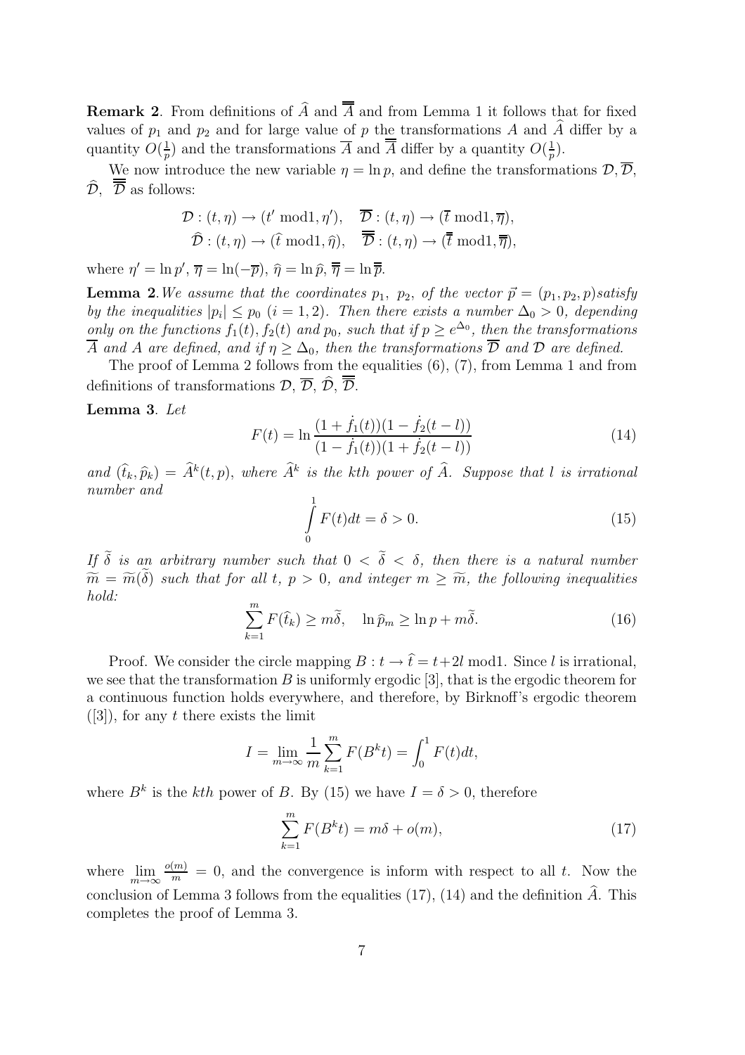**Remark 2**. From definitions of $\widehat{A}$ and $\overline{\overline{A}}$ and from Lemma 1 it follows that for fixed values of $p_1$ and $p_2$ and for large value of $p$ the transformations $A$ and $\widehat{A}$ differ by a quantity $O(\frac{1}{p})$ and the transformations $\overline{A}$ and $\overline{\overline{A}}$ differ by a quantity $O(\frac{1}{p})$.

We now introduce the new variable $\eta = \ln p$, and define the transformations $\mathcal{D}, \overline{\mathcal{D}}$, $\widehat{\mathcal{D}}$, $\overline{\overline{\mathcal{D}}}$ as follows:

$$\mathcal{D} : (t, \eta) \to (t' \bmod 1, \eta'), \quad \overline{\mathcal{D}} : (t, \eta) \to (\overline{t} \bmod 1, \overline{\eta}),$$
$$\widehat{\mathcal{D}} : (t, \eta) \to (\widehat{t} \bmod 1, \widehat{\eta}), \quad \overline{\overline{\mathcal{D}}} : (t, \eta) \to (\overline{\overline{t}} \bmod 1, \overline{\overline{\eta}}),$$

where $\eta' = \ln p'$, $\overline{\eta} = \ln(-\overline{p})$, $\widehat{\eta} = \ln \widehat{p}$, $\overline{\overline{\eta}} = \ln \overline{\overline{p}}$.

**Lemma 2**. *We assume that the coordinates $p_1$, $p_2$, of the vector $\vec{p} = (p_1, p_2, p)$ satisfy by the inequalities $|p_i| \leq p_0$ $(i = 1, 2)$. Then there exists a number $\Delta_0 > 0$, depending only on the functions $f_1(t), f_2(t)$ and $p_0$, such that if $p \geq e^{\Delta_0}$, then the transformations $\overline{A}$ and $A$ are defined, and if $\eta \geq \Delta_0$, then the transformations $\overline{\mathcal{D}}$ and $\mathcal{D}$ are defined.*

The proof of Lemma 2 follows from the equalities (6), (7), from Lemma 1 and from definitions of transformations $\mathcal{D}$, $\overline{\mathcal{D}}$, $\widehat{\mathcal{D}}$, $\overline{\overline{\mathcal{D}}}$.

**Lemma 3**. *Let*

$$F(t) = \ln \frac{(1 + \dot{f}_1(t))(1 - \dot{f}_2(t - l))}{(1 - \dot{f}_1(t))(1 + \dot{f}_2(t - l))} \tag{14}$$

*and $(\widehat{t}_k, \widehat{p}_k) = \widehat{A}^k(t, p)$, where $\widehat{A}^k$ is the kth power of $\widehat{A}$. Suppose that $l$ is irrational number and*

$$\int_0^1 F(t)dt = \delta > 0. \tag{15}$$

*If $\widetilde{\delta}$ is an arbitrary number such that $0 < \widetilde{\delta} < \delta$, then there is a natural number $\widetilde{m} = \widetilde{m}(\widetilde{\delta})$ such that for all $t$, $p > 0$, and integer $m \geq \widetilde{m}$, the following inequalities hold:*

$$\sum_{k=1}^{m} F(\widehat{t}_k) \geq m\widetilde{\delta}, \quad \ln \widehat{p}_m \geq \ln p + m\widetilde{\delta}. \tag{16}$$

Proof. We consider the circle mapping $B : t \to \widehat{t} = t + 2l \bmod 1$. Since $l$ is irrational, we see that the transformation $B$ is uniformly ergodic [3], that is the ergodic theorem for a continuous function holds everywhere, and therefore, by Birknoff's ergodic theorem ([3]), for any $t$ there exists the limit

$$I = \lim_{m \to \infty} \frac{1}{m} \sum_{k=1}^{m} F(B^k t) = \int_0^1 F(t)dt,$$

where $B^k$ is the $kth$ power of $B$. By (15) we have $I = \delta > 0$, therefore

$$\sum_{k=1}^{m} F(B^k t) = m\delta + o(m), \tag{17}$$

where $\lim_{m\to\infty} \frac{o(m)}{m} = 0$, and the convergence is inform with respect to all $t$. Now the conclusion of Lemma 3 follows from the equalities (17), (14) and the definition $\widehat{A}$. This completes the proof of Lemma 3.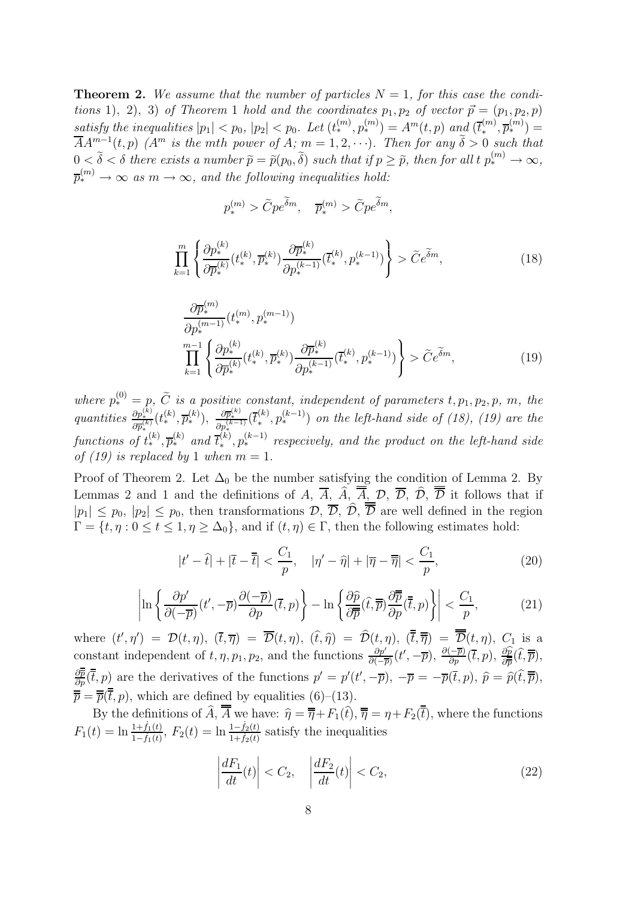**Theorem 2.** *We assume that the number of particles $N=1$, for this case the conditions* 1), 2), 3) *of Theorem* 1 *hold and the coordinates $p_1, p_2$ of vector $\vec{p}=(p_1,p_2,p)$ satisfy the inequalities $|p_1|<p_0$, $|p_2|<p_0$. Let $(t_*^{(m)}, p_*^{(m)}) = A^m(t,p)$ and $(\overline{t}_*^{(m)}, \overline{p}_*^{(m)}) = \overline{A}A^{m-1}(t,p)$ ($A^m$ is the mth power of $A$; $m=1,2,\cdots$). Then for any $\widetilde{\delta}>0$ such that $0<\widetilde{\delta}<\delta$ there exists a number $\widetilde{p}=\widetilde{p}(p_0,\widetilde{\delta})$ such that if $p\geq\widetilde{p}$, then for all $t$ $p_*^{(m)}\to\infty$, $\overline{p}_*^{(m)}\to\infty$ as $m\to\infty$, and the following inequalities hold:*

$$p_*^{(m)} > \widetilde{C}pe^{\widetilde{\delta}m}, \quad \overline{p}_*^{(m)} > \widetilde{C}pe^{\widetilde{\delta}m},$$

$$\prod_{k=1}^{m}\left\{\frac{\partial p_*^{(k)}}{\partial \overline{p}_*^{(k)}}(t_*^{(k)}, \overline{p}_*^{(k)})\frac{\partial \overline{p}_*^{(k)}}{\partial p_*^{(k-1)}}(\overline{t}_*^{(k)}, p_*^{(k-1)})\right\} > \widetilde{C}e^{\widetilde{\delta}m}, \tag{18}$$

$$\frac{\partial \overline{p}_*^{(m)}}{\partial p_*^{(m-1)}}(t_*^{(m)}, p_*^{(m-1)}) \prod_{k=1}^{m-1}\left\{\frac{\partial p_*^{(k)}}{\partial \overline{p}_*^{(k)}}(t_*^{(k)}, \overline{p}_*^{(k)})\frac{\partial \overline{p}_*^{(k)}}{\partial p_*^{(k-1)}}(\overline{t}_*^{(k)}, p_*^{(k-1)})\right\} > \widetilde{C}e^{\widetilde{\delta}m}, \tag{19}$$

*where $p_*^{(0)}=p$, $\widetilde{C}$ is a positive constant, independent of parameters $t, p_1, p_2, p$, $m$, the quantities $\frac{\partial p_*^{(k)}}{\partial \overline{p}_*^{(k)}}(t_*^{(k)}, \overline{p}_*^{(k)})$, $\frac{\partial \overline{p}_*^{(k)}}{\partial p_*^{(k-1)}}(\overline{t}_*^{(k)}, p_*^{(k-1)})$ on the left-hand side of (18), (19) are the functions of $t_*^{(k)}, \overline{p}_*^{(k)}$ and $\overline{t}_*^{(k)}, p_*^{(k-1)}$ respecively, and the product on the left-hand side of (19) is replaced by* 1 *when $m=1$.*

Proof of Theorem 2. Let $\Delta_0$ be the number satisfying the condition of Lemma 2. By Lemmas 2 and 1 and the definitions of $A$, $\overline{A}$, $\widehat{A}$, $\overline{\overline{A}}$, $\mathcal{D}$, $\overline{\mathcal{D}}$, $\widehat{\mathcal{D}}$, $\overline{\overline{\mathcal{D}}}$ it follows that if $|p_1|\leq p_0$, $|p_2|\leq p_0$, then transformations $\mathcal{D}$, $\overline{\mathcal{D}}$, $\widehat{\mathcal{D}}$, $\overline{\overline{\mathcal{D}}}$ are well defined in the region $\Gamma=\{t,\eta: 0\leq t\leq 1, \eta\geq\Delta_0\}$, and if $(t,\eta)\in\Gamma$, then the following estimates hold:

$$|t'-\widehat{t}|+|\overline{t}-\overline{\overline{t}}| < \frac{C_1}{p}, \quad |\eta'-\widehat{\eta}|+|\overline{\eta}-\overline{\overline{\eta}}| < \frac{C_1}{p}, \tag{20}$$

$$\left|\ln\left\{\frac{\partial p'}{\partial(-\overline{p})}(t',-\overline{p})\frac{\partial(-\overline{p})}{\partial p}(\overline{t},p)\right\} - \ln\left\{\frac{\partial\widehat{p}}{\partial\overline{\overline{p}}}(\widehat{t},\overline{\overline{p}})\frac{\partial\overline{\overline{p}}}{\partial p}(\overline{\overline{t}},p)\right\}\right| < \frac{C_1}{p}, \tag{21}$$

where $(t',\eta')=\mathcal{D}(t,\eta)$, $(\overline{t},\overline{\eta})=\overline{\mathcal{D}}(t,\eta)$, $(\widehat{t},\widehat{\eta})=\widehat{\mathcal{D}}(t,\eta)$, $(\overline{\overline{t}},\overline{\overline{\eta}})=\overline{\overline{\mathcal{D}}}(t,\eta)$, $C_1$ is a constant independent of $t,\eta,p_1,p_2$, and the functions $\frac{\partial p'}{\partial(-\overline{p})}(t',-\overline{p})$, $\frac{\partial(-\overline{p})}{\partial p}(\overline{t},p)$, $\frac{\partial\widehat{p}}{\partial\overline{\overline{p}}}(\widehat{t},\overline{\overline{p}})$, $\frac{\partial\overline{\overline{p}}}{\partial p}(\overline{\overline{t}},p)$ are the derivatives of the functions $p'=p'(t',-\overline{p})$, $-\overline{p}=-\overline{p}(\overline{t},p)$, $\widehat{p}=\widehat{p}(\widehat{t},\overline{\overline{p}})$, $\overline{\overline{p}}=\overline{\overline{p}}(\overline{\overline{t}},p)$, which are defined by equalities (6)–(13).

By the definitions of $\widehat{A}$, $\overline{\overline{A}}$ we have: $\widehat{\eta}=\overline{\overline{\eta}}+F_1(\widehat{t})$, $\overline{\overline{\eta}}=\eta+F_2(\overline{\overline{t}})$, where the functions $F_1(t)=\ln\frac{1+\dot{f}_1(t)}{1-\dot{f}_1(t)}$, $F_2(t)=\ln\frac{1-\dot{f}_2(t)}{1+\dot{f}_2(t)}$ satisfy the inequalities

$$\left|\frac{dF_1}{dt}(t)\right| < C_2, \quad \left|\frac{dF_2}{dt}(t)\right| < C_2, \tag{22}$$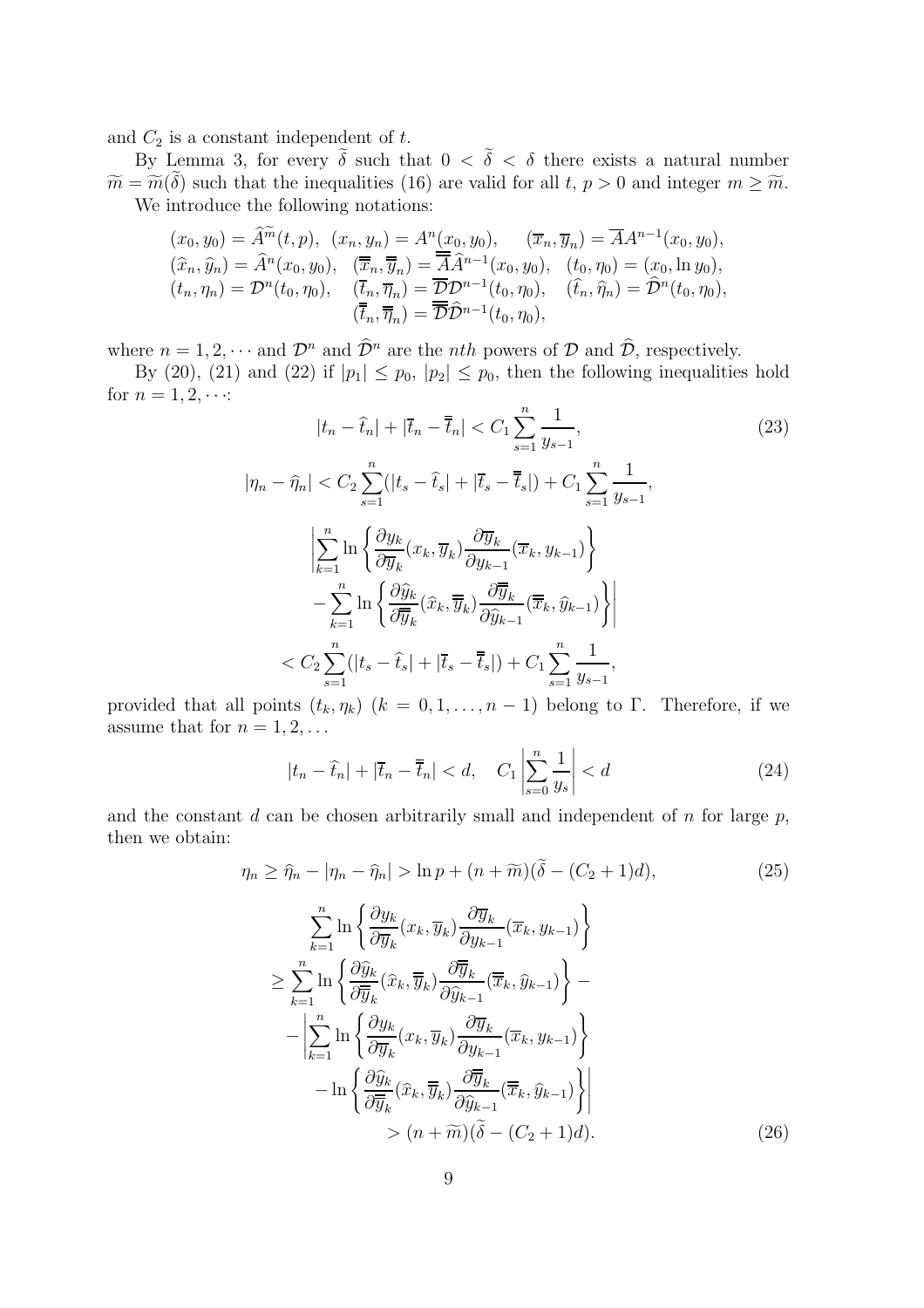and $C_2$ is a constant independent of $t$.

By Lemma 3, for every $\widetilde{\delta}$ such that $0 < \widetilde{\delta} < \delta$ there exists a natural number $\widetilde{m} = \widetilde{m}(\widetilde{\delta})$ such that the inequalities (16) are valid for all $t$, $p > 0$ and integer $m \geq \widetilde{m}$.

We introduce the following notations:

$$
\begin{array}{lll}
(x_0, y_0) = \widehat{A}^{\widetilde{m}}(t,p), & (x_n, y_n) = A^n(x_0, y_0), & (\overline{x}_n, \overline{y}_n) = \overline{A}A^{n-1}(x_0, y_0), \\
(\widehat{x}_n, \widehat{y}_n) = \widehat{A}^n(x_0, y_0), & (\overline{\overline{x}}_n, \overline{\overline{y}}_n) = \overline{\overline{A}}\widehat{A}^{n-1}(x_0, y_0), & (t_0, \eta_0) = (x_0, \ln y_0), \\
(t_n, \eta_n) = \mathcal{D}^n(t_0, \eta_0), & (\overline{t}_n, \overline{\eta}_n) = \overline{\mathcal{D}}\mathcal{D}^{n-1}(t_0, \eta_0), & (\widehat{t}_n, \widehat{\eta}_n) = \widehat{\mathcal{D}}^n(t_0, \eta_0), \\
& (\overline{\overline{t}}_n, \overline{\overline{\eta}}_n) = \overline{\overline{\mathcal{D}}}\widehat{\mathcal{D}}^{n-1}(t_0, \eta_0), &
\end{array}
$$

where $n = 1, 2, \cdots$ and $\mathcal{D}^n$ and $\widehat{\mathcal{D}}^n$ are the $nth$ powers of $\mathcal{D}$ and $\widehat{\mathcal{D}}$, respectively.

By (20), (21) and (22) if $|p_1| \leq p_0$, $|p_2| \leq p_0$, then the following inequalities hold for $n = 1, 2, \cdots$:

$$
|t_n - \widehat{t}_n| + |\overline{t}_n - \overline{\overline{t}}_n| < C_1 \sum_{s=1}^{n} \frac{1}{y_{s-1}}, \tag{23}
$$

$$
|\eta_n - \widehat{\eta}_n| < C_2 \sum_{s=1}^{n} (|t_s - \widehat{t}_s| + |\overline{t}_s - \overline{\overline{t}}_s|) + C_1 \sum_{s=1}^{n} \frac{1}{y_{s-1}},
$$

$$
\begin{aligned}
&\left| \sum_{k=1}^{n} \ln \left\{ \frac{\partial y_k}{\partial \overline{y}_k}(x_k, \overline{y}_k) \frac{\partial \overline{y}_k}{\partial y_{k-1}}(\overline{x}_k, y_{k-1}) \right\} \right. \\
&\qquad \left. - \sum_{k=1}^{n} \ln \left\{ \frac{\partial \widehat{y}_k}{\partial \overline{\overline{y}}_k}(\widehat{x}_k, \overline{\overline{y}}_k) \frac{\partial \overline{\overline{y}}_k}{\partial \widehat{y}_{k-1}}(\overline{\overline{x}}_k, \widehat{y}_{k-1}) \right\} \right| \\
&< C_2 \sum_{s=1}^{n} (|t_s - \widehat{t}_s| + |\overline{t}_s - \overline{\overline{t}}_s|) + C_1 \sum_{s=1}^{n} \frac{1}{y_{s-1}},
\end{aligned}
$$

provided that all points $(t_k, \eta_k)$ $(k = 0, 1, \ldots, n-1)$ belong to $\Gamma$. Therefore, if we assume that for $n = 1, 2, \ldots$

$$
|t_n - \widehat{t}_n| + |\overline{t}_n - \overline{\overline{t}}_n| < d, \quad C_1 \left| \sum_{s=0}^{n} \frac{1}{y_s} \right| < d \tag{24}
$$

and the constant $d$ can be chosen arbitrarily small and independent of $n$ for large $p$, then we obtain:

$$
\eta_n \geq \widehat{\eta}_n - |\eta_n - \widehat{\eta}_n| > \ln p + (n + \widetilde{m})(\widetilde{\delta} - (C_2 + 1)d), \tag{25}
$$

$$
\begin{aligned}
&\sum_{k=1}^{n} \ln \left\{ \frac{\partial y_k}{\partial \overline{y}_k}(x_k, \overline{y}_k) \frac{\partial \overline{y}_k}{\partial y_{k-1}}(\overline{x}_k, y_{k-1}) \right\} \\
&\geq \sum_{k=1}^{n} \ln \left\{ \frac{\partial \widehat{y}_k}{\partial \overline{\overline{y}}_k}(\widehat{x}_k, \overline{\overline{y}}_k) \frac{\partial \overline{\overline{y}}_k}{\partial \widehat{y}_{k-1}}(\overline{\overline{x}}_k, \widehat{y}_{k-1}) \right\} - \\
&\quad - \left| \sum_{k=1}^{n} \ln \left\{ \frac{\partial y_k}{\partial \overline{y}_k}(x_k, \overline{y}_k) \frac{\partial \overline{y}_k}{\partial y_{k-1}}(\overline{x}_k, y_{k-1}) \right\} \right. \\
&\qquad \left. - \ln \left\{ \frac{\partial \widehat{y}_k}{\partial \overline{\overline{y}}_k}(\widehat{x}_k, \overline{\overline{y}}_k) \frac{\partial \overline{\overline{y}}_k}{\partial \widehat{y}_{k-1}}(\overline{\overline{x}}_k, \widehat{y}_{k-1}) \right\} \right| \\
&\qquad > (n + \widetilde{m})(\widetilde{\delta} - (C_2 + 1)d).
\end{aligned} \tag{26}
$$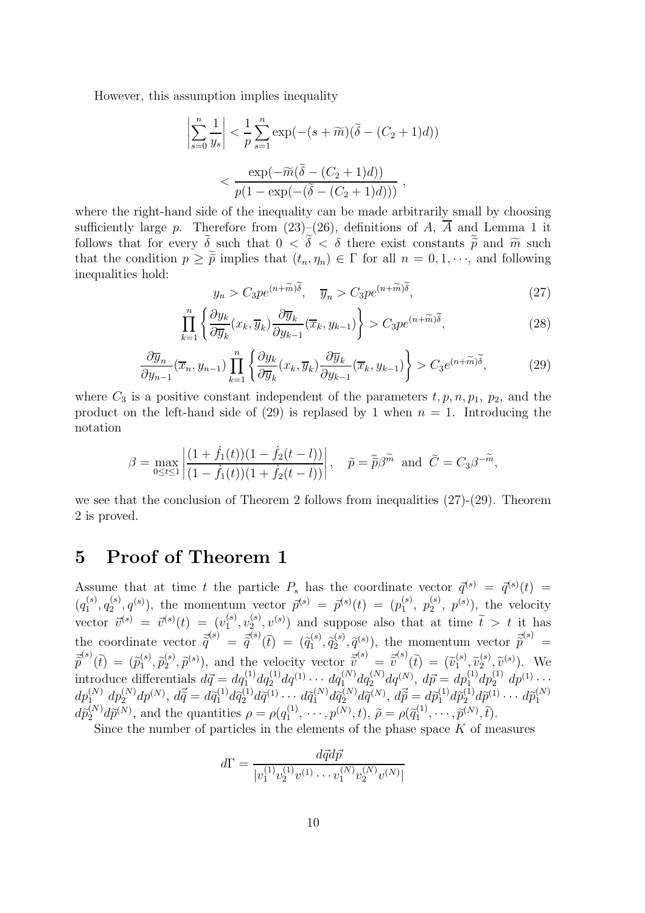However, this assumption implies inequality

$$\left|\sum_{s=0}^{n}\frac{1}{y_s}\right| < \frac{1}{p}\sum_{s=1}^{n}\exp(-(s+\widetilde{m})(\widetilde{\delta}-(C_2+1)d))$$

$$< \frac{\exp(-\widetilde{m}(\widetilde{\delta}-(C_2+1)d))}{p(1-\exp(-(\widetilde{\delta}-(C_2+1)d)))},$$

where the right-hand side of the inequality can be made arbitrarily small by choosing sufficiently large $p$. Therefore from (23)–(26), definitions of $A$, $\overline{A}$ and Lemma 1 it follows that for every $\widetilde{\delta}$ such that $0<\widetilde{\delta}<\delta$ there exist constants $\widetilde{\widetilde{p}}$ and $\widetilde{m}$ such that the condition $p \geq \widetilde{\widetilde{p}}$ implies that $(t_n,\eta_n)\in\Gamma$ for all $n=0,1,\cdots$, and following inequalities hold:

$$y_n > C_3 p e^{(n+\widetilde{m})\widetilde{\delta}}, \quad \overline{y}_n > C_3 p e^{(n+\widetilde{m})\widetilde{\delta}}, \tag{27}$$

$$\prod_{k=1}^{n}\left\{\frac{\partial y_k}{\partial \overline{y}_k}(x_k,\overline{y}_k)\frac{\partial \overline{y}_k}{\partial y_{k-1}}(\overline{x}_k,y_{k-1})\right\} > C_3 p e^{(n+\widetilde{m})\widetilde{\delta}}, \tag{28}$$

$$\frac{\partial \overline{y}_n}{\partial y_{n-1}}(\overline{x}_n,y_{n-1})\prod_{k=1}^{n}\left\{\frac{\partial y_k}{\partial \overline{y}_k}(x_k,\overline{y}_k)\frac{\partial \overline{y}_k}{\partial y_{k-1}}(\overline{x}_k,y_{k-1})\right\} > C_3 e^{(n+\widetilde{m})\widetilde{\delta}}, \tag{29}$$

where $C_3$ is a positive constant independent of the parameters $t, p, n, p_1,\ p_2$, and the product on the left-hand side of (29) is replased by 1 when $n=1$. Introducing the notation

$$\beta = \max_{0\leq t\leq 1}\left|\frac{(1+\dot{f}_1(t))(1-\dot{f}_2(t-l))}{(1-\dot{f}_1(t))(1+\dot{f}_2(t-l))}\right|, \quad \widetilde{p} = \widetilde{\widetilde{p}}\beta^{\widetilde{m}} \text{ and } \widetilde{C} = C_3\beta^{-\widetilde{m}},$$

we see that the conclusion of Theorem 2 follows from inequalities (27)-(29). Theorem 2 is proved.

## 5 Proof of Theorem 1

Assume that at time $t$ the particle $P_s$ has the coordinate vector $\vec{q}^{(s)} = \vec{q}^{(s)}(t) = (q_1^{(s)}, q_2^{(s)}, q^{(s)})$, the momentum vector $\vec{p}^{(s)} = \vec{p}^{(s)}(t) = (p_1^{(s)},\ p_2^{(s)},\ p^{(s)})$, the velocity vector $\vec{v}^{(s)} = \vec{v}^{(s)}(t) = (v_1^{(s)}, v_2^{(s)}, v^{(s)})$ and suppose also that at time $\widetilde{t} > t$ it has the coordinate vector $\vec{\widetilde{q}}^{(s)} = \vec{\widetilde{q}}^{(s)}(\widetilde{t}) = (\widetilde{q}_1^{(s)}, \widetilde{q}_2^{(s)}, \widetilde{q}^{(s)})$, the momentum vector $\vec{\widetilde{p}}^{(s)} = \vec{\widetilde{p}}^{(s)}(\widetilde{t}) = (\widetilde{p}_1^{(s)}, \widetilde{p}_2^{(s)}, \widetilde{p}^{(s)})$, and the velocity vector $\vec{\widetilde{v}}^{(s)} = \vec{\widetilde{v}}^{(s)}(\widetilde{t}) = (\widetilde{v}_1^{(s)}, \widetilde{v}_2^{(s)}, \widetilde{v}^{(s)})$. We introduce differentials $d\vec{q} = dq_1^{(1)}dq_2^{(1)}dq^{(1)}\cdots dq_1^{(N)}dq_2^{(N)}dq^{(N)}$, $d\vec{p} = dp_1^{(1)}dp_2^{(1)}\ dp^{(1)}\cdots dp_1^{(N)}\ dp_2^{(N)}dp^{(N)}$, $d\vec{\widetilde{q}} = d\widetilde{q}_1^{(1)}d\widetilde{q}_2^{(1)}d\widetilde{q}^{(1)}\cdots d\widetilde{q}_1^{(N)}d\widetilde{q}_2^{(N)}d\widetilde{q}^{(N)}$, $d\vec{\widetilde{p}} = d\widetilde{p}_1^{(1)}d\widetilde{p}_2^{(1)}d\widetilde{p}^{(1)}\cdots d\widetilde{p}_1^{(N)} d\widetilde{p}_2^{(N)}d\widetilde{p}^{(N)}$, and the quantities $\rho = \rho(q_1^{(1)},\cdots,p^{(N)},t)$, $\widetilde{\rho} = \rho(\widetilde{q}_1^{(1)},\cdots,\widetilde{p}^{(N)},\widetilde{t})$.

Since the number of particles in the elements of the phase space $K$ of measures

$$d\Gamma = \frac{d\vec{q}d\vec{p}}{|v_1^{(1)}v_2^{(1)}v^{(1)}\cdots v_1^{(N)}v_2^{(N)}v^{(N)}|}$$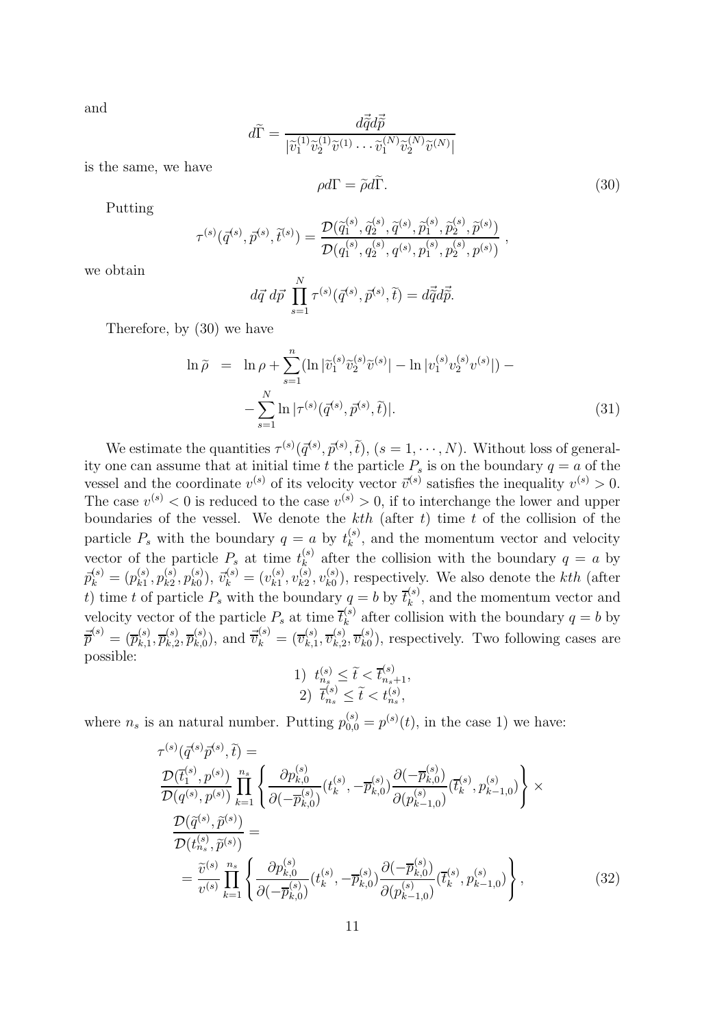and

$$d\widetilde{\Gamma} = \frac{d\vec{\widetilde{q}} d\vec{\widetilde{p}}}{|\widetilde{v}_1^{(1)}\widetilde{v}_2^{(1)}\widetilde{v}^{(1)} \cdots \widetilde{v}_1^{(N)}\widetilde{v}_2^{(N)}\widetilde{v}^{(N)}|}$$

is the same, we have

$$\rho d\Gamma = \widetilde{\rho} d\widetilde{\Gamma}. \tag{30}$$

Putting

$$\tau^{(s)}(\vec{q}^{(s)}, \vec{p}^{(s)}, \widetilde{t}^{(s)}) = \frac{\mathcal{D}(\widetilde{q}_1^{(s)}, \widetilde{q}_2^{(s)}, \widetilde{q}^{(s)}, \widetilde{p}_1^{(s)}, \widetilde{p}_2^{(s)}, \widetilde{p}^{(s)})}{\mathcal{D}(q_1^{(s)}, q_2^{(s)}, q^{(s)}, p_1^{(s)}, p_2^{(s)}, p^{(s)})} \ ,$$

we obtain

$$d\vec{q} \ d\vec{p} \ \prod_{s=1}^{N} \tau^{(s)}(\vec{q}^{(s)}, \vec{p}^{(s)}, \widetilde{t}) = d\vec{\widetilde{q}} d\vec{\widetilde{p}}.$$

Therefore, by (30) we have

$$\begin{aligned}\ln \widetilde{\rho} \ &= \ \ln \rho + \sum_{s=1}^{n} (\ln |\widetilde{v}_1^{(s)}\widetilde{v}_2^{(s)}\widetilde{v}^{(s)}| - \ln |v_1^{(s)}v_2^{(s)}v^{(s)}|) - \\ &- \sum_{s=1}^{N} \ln |\tau^{(s)}(\vec{q}^{(s)}, \vec{p}^{(s)}, \widetilde{t})|. \end{aligned} \tag{31}$$

We estimate the quantities $\tau^{(s)}(\vec{q}^{(s)}, \vec{p}^{(s)}, \widetilde{t})$, $(s = 1, \cdots, N)$. Without loss of generality one can assume that at initial time $t$ the particle $P_s$ is on the boundary $q = a$ of the vessel and the coordinate $v^{(s)}$ of its velocity vector $\vec{v}^{(s)}$ satisfies the inequality $v^{(s)} > 0$. The case $v^{(s)} < 0$ is reduced to the case $v^{(s)} > 0$, if to interchange the lower and upper boundaries of the vessel. We denote the $kth$ (after $t$) time $t$ of the collision of the particle $P_s$ with the boundary $q = a$ by $t_k^{(s)}$, and the momentum vector and velocity vector of the particle $P_s$ at time $t_k^{(s)}$ after the collision with the boundary $q = a$ by $\vec{p}_k^{(s)} = (p_{k1}^{(s)}, p_{k2}^{(s)}, p_{k0}^{(s)})$, $\vec{v}_k^{(s)} = (v_{k1}^{(s)}, v_{k2}^{(s)}, v_{k0}^{(s)})$, respectively. We also denote the $kth$ (after $t$) time $t$ of particle $P_s$ with the boundary $q = b$ by $\overline{t}_k^{(s)}$, and the momentum vector and velocity vector of the particle $P_s$ at time $\overline{t}_k^{(s)}$ after collision with the boundary $q = b$ by $\vec{\overline{p}}^{(s)} = (\overline{p}_{k,1}^{(s)}, \overline{p}_{k,2}^{(s)}, \overline{p}_{k,0}^{(s)})$, and $\vec{\overline{v}}_k^{(s)} = (\overline{v}_{k,1}^{(s)}, \overline{v}_{k,2}^{(s)}, \overline{v}_{k0}^{(s)})$, respectively. Two following cases are possible:

$$\begin{aligned} &1) \ t_{n_s}^{(s)} \le \widetilde{t} < \overline{t}_{n_s+1}^{(s)}, \\ &2) \ \overline{t}_{n_s}^{(s)} \le \widetilde{t} < t_{n_s}^{(s)}, \end{aligned}$$

where $n_s$ is an natural number. Putting $p_{0,0}^{(s)} = p^{(s)}(t)$, in the case 1) we have:

$$\begin{aligned} &\tau^{(s)}(\vec{q}^{(s)}\vec{p}^{(s)}, \widetilde{t}) = \\ &\frac{\mathcal{D}(\overline{t}_1^{(s)}, p^{(s)})}{\mathcal{D}(q^{(s)}, p^{(s)})} \prod_{k=1}^{n_s} \left\{ \frac{\partial p_{k,0}^{(s)}}{\partial(-\overline{p}_{k,0}^{(s)})}(t_k^{(s)}, -\overline{p}_{k,0}^{(s)}) \frac{\partial(-\overline{p}_{k,0}^{(s)})}{\partial(p_{k-1,0}^{(s)})}(\overline{t}_k^{(s)}, p_{k-1,0}^{(s)}) \right\} \times \\ &\frac{\mathcal{D}(\widetilde{q}^{(s)}, \widetilde{p}^{(s)})}{\mathcal{D}(t_{n_s}^{(s)}, \widetilde{p}^{(s)})} = \\ &= \frac{\widetilde{v}^{(s)}}{v^{(s)}} \prod_{k=1}^{n_s} \left\{ \frac{\partial p_{k,0}^{(s)}}{\partial(-\overline{p}_{k,0}^{(s)})}(t_k^{(s)}, -\overline{p}_{k,0}^{(s)}) \frac{\partial(-\overline{p}_{k,0}^{(s)})}{\partial(p_{k-1,0}^{(s)})}(\overline{t}_k^{(s)}, p_{k-1,0}^{(s)}) \right\}, \end{aligned} \tag{32}$$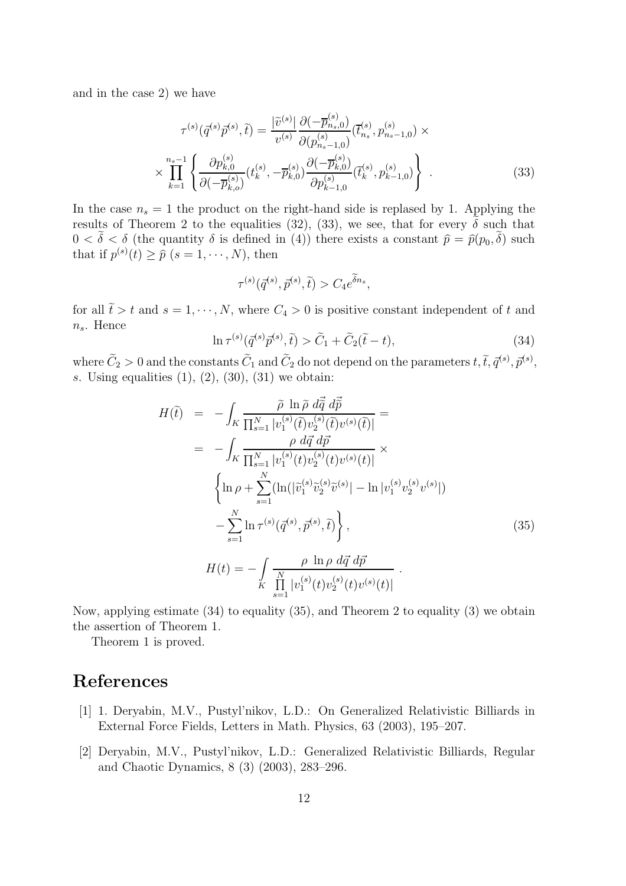and in the case 2) we have

$$
\tau^{(s)}(\vec{q}^{(s)}\vec{p}^{(s)},\widetilde{t}) = \frac{|\widetilde{v}^{(s)}|}{v^{(s)}} \frac{\partial(-\overline{p}^{(s)}_{n_s,0})}{\partial(p^{(s)}_{n_s-1,0})}(\overline{t}^{(s)}_{n_s}, p^{(s)}_{n_s-1,0}) \times
$$

$$
\times \prod_{k=1}^{n_s-1} \left\{ \frac{\partial p^{(s)}_{k,0}}{\partial(-\overline{p}^{(s)}_{k,o})}(t^{(s)}_k, -\overline{p}^{(s)}_{k,0}) \frac{\partial(-\overline{p}^{(s)}_{k,0})}{\partial p^{(s)}_{k-1,0}}(\overline{t}^{(s)}_k, p^{(s)}_{k-1,0}) \right\} . \tag{33}
$$

In the case $n_s = 1$ the product on the right-hand side is replased by 1. Applying the results of Theorem 2 to the equalities (32), (33), we see, that for every $\widetilde{\delta}$ such that $0 < \widetilde{\delta} < \delta$ (the quantity $\delta$ is defined in (4)) there exists a constant $\widehat{p} = \widehat{p}(p_0, \widetilde{\delta})$ such that if $p^{(s)}(t) \geq \widehat{p}$ $(s = 1, \cdots, N)$, then

$$
\tau^{(s)}(\vec{q}^{(s)}, \vec{p}^{(s)}, \widetilde{t}) > C_4 e^{\widetilde{\delta} n_s},
$$

for all $\widetilde{t} > t$ and $s = 1, \cdots, N$, where $C_4 > 0$ is positive constant independent of $t$ and $n_s$. Hence

$$
\ln \tau^{(s)}(\vec{q}^{(s)}\vec{p}^{(s)}, \widetilde{t}) > \widetilde{C}_1 + \widetilde{C}_2(\widetilde{t} - t), \tag{34}
$$

where $\widetilde{C}_2 > 0$ and the constants $\widetilde{C}_1$ and $\widetilde{C}_2$ do not depend on the parameters $t, \widetilde{t}, \vec{q}^{(s)}, \vec{p}^{(s)}$, $s$. Using equalities (1), (2), (30), (31) we obtain:

$$
\begin{aligned}
H(\widetilde{t}) &= -\int_K \frac{\widetilde{\rho}\ \ln \widetilde{\rho}\ d\vec{\widetilde{q}}\ d\vec{\widetilde{p}}}{\prod_{s=1}^N |v_1^{(s)}(\widetilde{t}) v_2^{(s)}(\widetilde{t}) v^{(s)}(\widetilde{t})|} = \\
&= -\int_K \frac{\rho\ d\vec{q}\ d\vec{p}}{\prod_{s=1}^N |v_1^{(s)}(t) v_2^{(s)}(t) v^{(s)}(t)|} \times \\
&\quad \left\{ \ln \rho + \sum_{s=1}^N (\ln(|\widetilde{v}_1^{(s)} \widetilde{v}_2^{(s)} \widetilde{v}^{(s)}| - \ln |v_1^{(s)} v_2^{(s)} v^{(s)}|) \right. \\
&\quad \left. - \sum_{s=1}^N \ln \tau^{(s)}(\vec{q}^{(s)}, \vec{p}^{(s)}, \widetilde{t}) \right\},
\end{aligned} \tag{35}
$$

$$
H(t) = -\int\limits_K \frac{\rho\ \ln \rho\ d\vec{q}\ d\vec{p}}{\prod\limits_{s=1}^N |v_1^{(s)}(t) v_2^{(s)}(t) v^{(s)}(t)|} .
$$

Now, applying estimate (34) to equality (35), and Theorem 2 to equality (3) we obtain the assertion of Theorem 1.

Theorem 1 is proved.

# References

[1] 1. Deryabin, M.V., Pustyl'nikov, L.D.: On Generalized Relativistic Billiards in External Force Fields, Letters in Math. Physics, 63 (2003), 195–207.

[2] Deryabin, M.V., Pustyl'nikov, L.D.: Generalized Relativistic Billiards, Regular and Chaotic Dynamics, 8 (3) (2003), 283–296.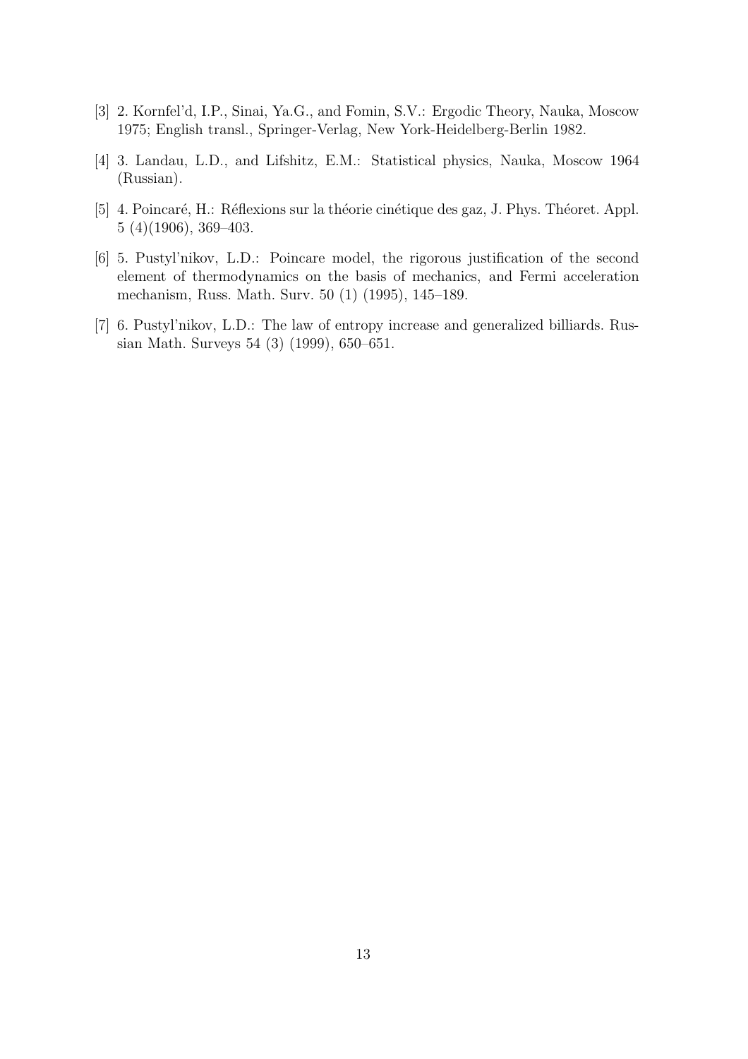[3] 2. Kornfel'd, I.P., Sinai, Ya.G., and Fomin, S.V.: Ergodic Theory, Nauka, Moscow 1975; English transl., Springer-Verlag, New York-Heidelberg-Berlin 1982.

[4] 3. Landau, L.D., and Lifshitz, E.M.: Statistical physics, Nauka, Moscow 1964 (Russian).

[5] 4. Poincaré, H.: Réflexions sur la théorie cinétique des gaz, J. Phys. Théoret. Appl. 5 (4)(1906), 369–403.

[6] 5. Pustyl'nikov, L.D.: Poincare model, the rigorous justification of the second element of thermodynamics on the basis of mechanics, and Fermi acceleration mechanism, Russ. Math. Surv. 50 (1) (1995), 145–189.

[7] 6. Pustyl'nikov, L.D.: The law of entropy increase and generalized billiards. Russian Math. Surveys 54 (3) (1999), 650–651.